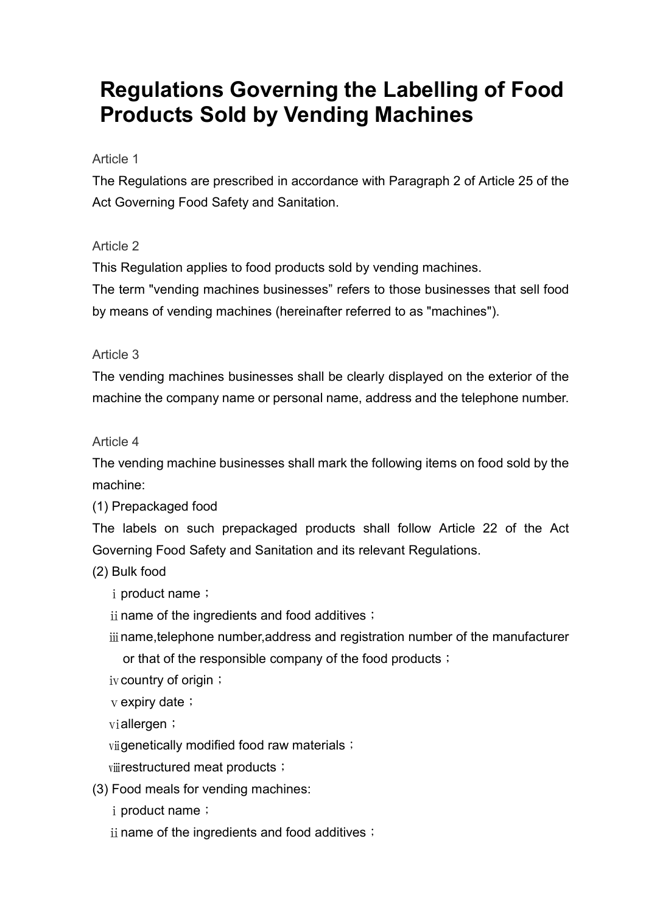# Regulations Governing the Labelling of Food Products Sold by Vending Machines

Article 1

The Regulations are prescribed in accordance with Paragraph 2 of Article 25 of the Act Governing Food Safety and Sanitation.

Article 2

This Regulation applies to food products sold by vending machines.

The term "vending machines businesses" refers to those businesses that sell food by means of vending machines (hereinafter referred to as "machines").

Article 3

The vending machines businesses shall be clearly displayed on the exterior of the machine the company name or personal name, address and the telephone number.

Article 4

The vending machine businesses shall mark the following items on food sold by the machine:

(1) Prepackaged food

The labels on such prepackaged products shall follow Article 22 of the Act Governing Food Safety and Sanitation and its relevant Regulations.

(2) Bulk food

ⅰ product name；

ⅱ name of the ingredients and food additives；

ⅲ name,telephone number,address and registration number of the manufacturer or that of the responsible company of the food products；

ⅳ country of origin；

ⅴ expiry date；

ⅵ allergen；

ⅶ genetically modified food raw materials；

ⅷ restructured meat products；

(3) Food meals for vending machines:

ⅰ product name；

ⅱ name of the ingredients and food additives；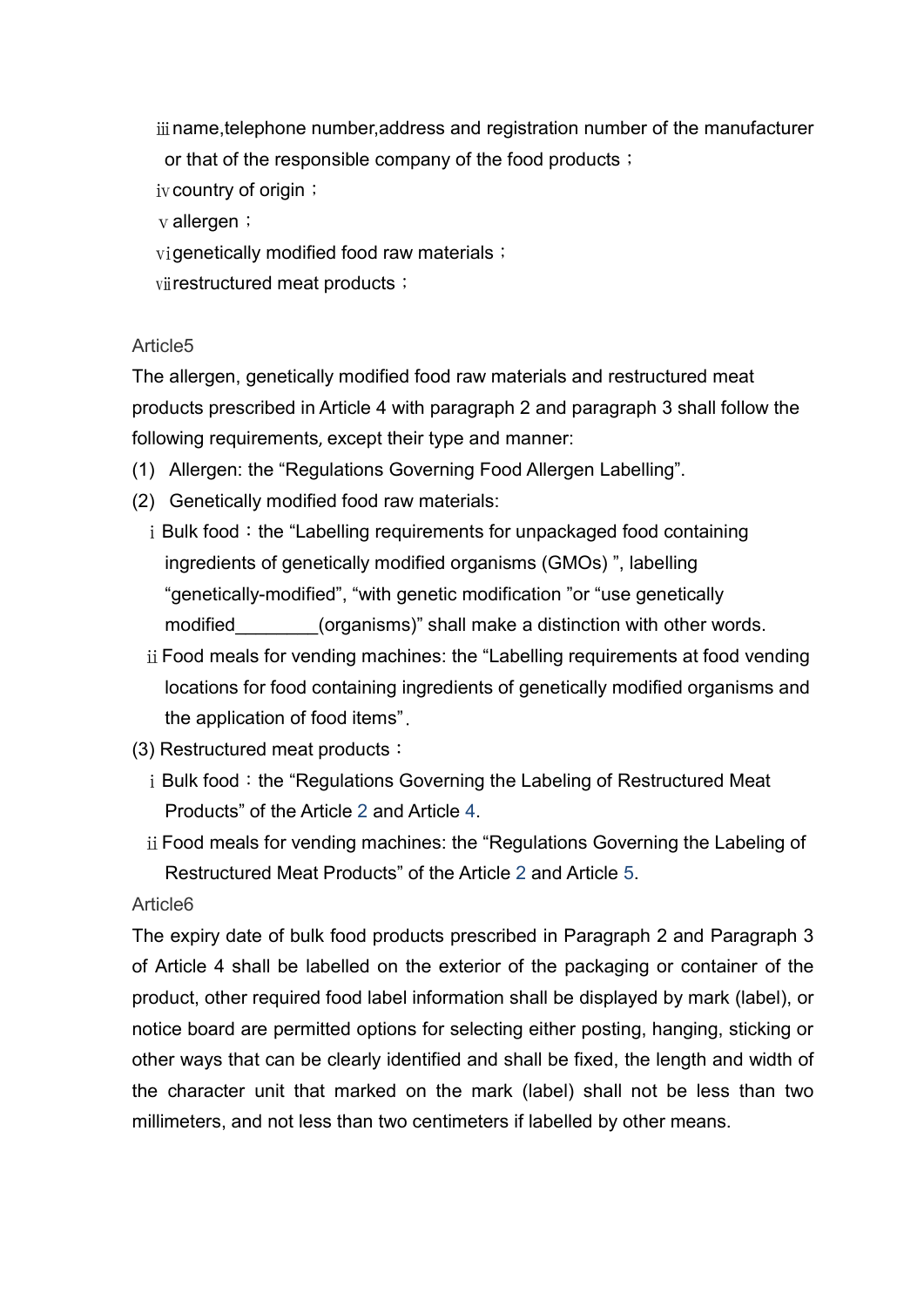ⅲ name,telephone number,address and registration number of the manufacturer or that of the responsible company of the food products；

ⅳ country of origin；

ⅴ allergen；

ⅵ genetically modified food raw materials；

ⅶ restructured meat products；

Article5

The allergen, genetically modified food raw materials and restructured meat products prescribed in Article 4 with paragraph 2 and paragraph 3 shall follow the following requirements, except their type and manner:

(1) Allergen: the “Regulations Governing Food Allergen Labelling”.

(2) Genetically modified food raw materials:

ⅰ Bulk food：the “Labelling requirements for unpackaged food containing ingredients of genetically modified organisms (GMOs) ”, labelling “genetically-modified”, “with genetic modification ”or “use genetically modified________(organisms)” shall make a distinction with other words.

ⅱ Food meals for vending machines: the “Labelling requirements at food vending locations for food containing ingredients of genetically modified organisms and the application of food items”.

(3) Restructured meat products：

ⅰ Bulk food：the “Regulations Governing the Labeling of Restructured Meat Products” of the Article 2 and Article 4.

ⅱ Food meals for vending machines: the “Regulations Governing the Labeling of Restructured Meat Products” of the Article 2 and Article 5.

Article6

The expiry date of bulk food products prescribed in Paragraph 2 and Paragraph 3 of Article 4 shall be labelled on the exterior of the packaging or container of the product, other required food label information shall be displayed by mark (label), or notice board are permitted options for selecting either posting, hanging, sticking or other ways that can be clearly identified and shall be fixed, the length and width of the character unit that marked on the mark (label) shall not be less than two millimeters, and not less than two centimeters if labelled by other means.